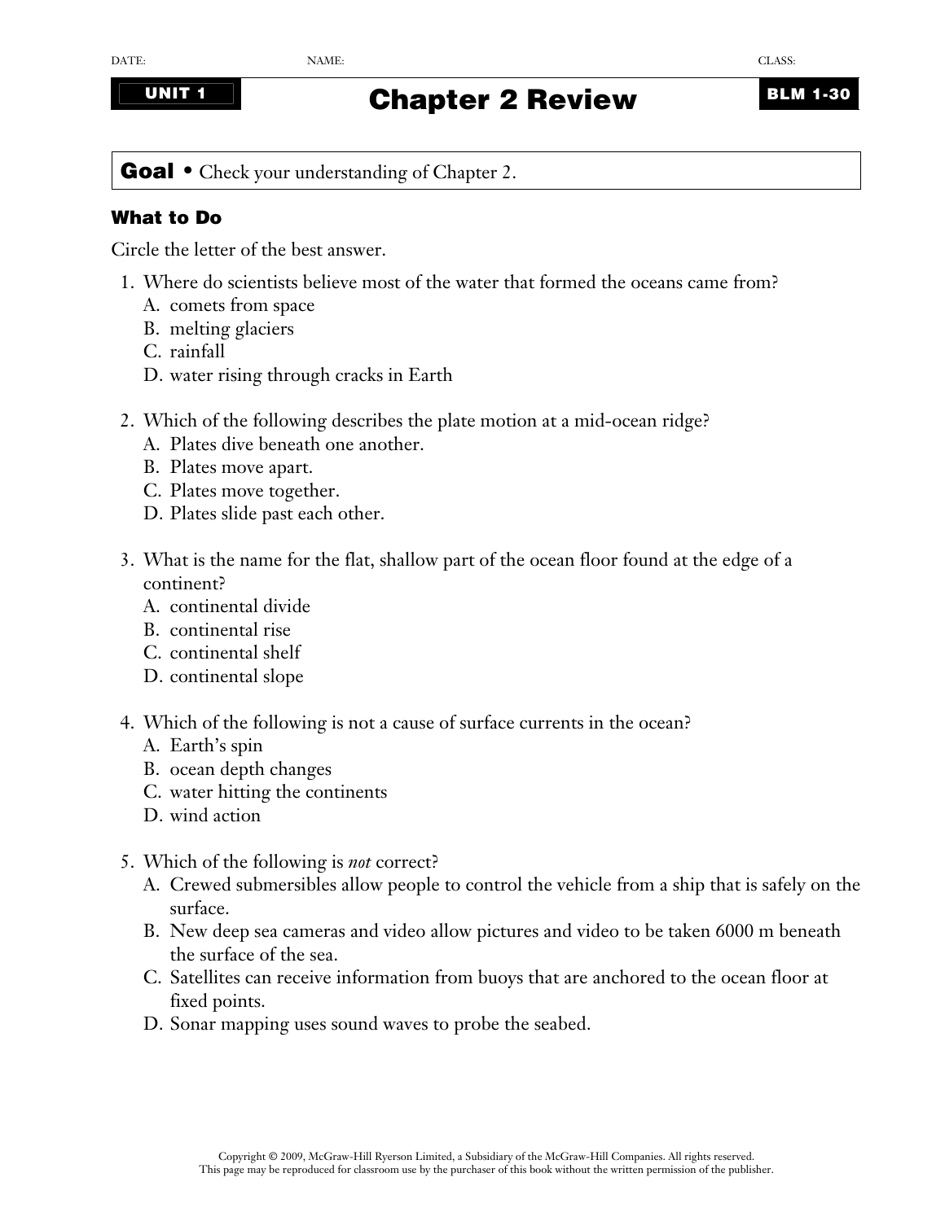DATE: NAME: CLASS:

UNIT 1

# Chapter 2 Review

BLM 1-30

**Goal** • Check your understanding of Chapter 2.

### What to Do

Circle the letter of the best answer.

1. Where do scientists believe most of the water that formed the oceans came from?
   A. comets from space
   B. melting glaciers
   C. rainfall
   D. water rising through cracks in Earth

2. Which of the following describes the plate motion at a mid-ocean ridge?
   A. Plates dive beneath one another.
   B. Plates move apart.
   C. Plates move together.
   D. Plates slide past each other.

3. What is the name for the flat, shallow part of the ocean floor found at the edge of a continent?
   A. continental divide
   B. continental rise
   C. continental shelf
   D. continental slope

4. Which of the following is not a cause of surface currents in the ocean?
   A. Earth's spin
   B. ocean depth changes
   C. water hitting the continents
   D. wind action

5. Which of the following is *not* correct?
   A. Crewed submersibles allow people to control the vehicle from a ship that is safely on the surface.
   B. New deep sea cameras and video allow pictures and video to be taken 6000 m beneath the surface of the sea.
   C. Satellites can receive information from buoys that are anchored to the ocean floor at fixed points.
   D. Sonar mapping uses sound waves to probe the seabed.

Copyright © 2009, McGraw-Hill Ryerson Limited, a Subsidiary of the McGraw-Hill Companies. All rights reserved.
This page may be reproduced for classroom use by the purchaser of this book without the written permission of the publisher.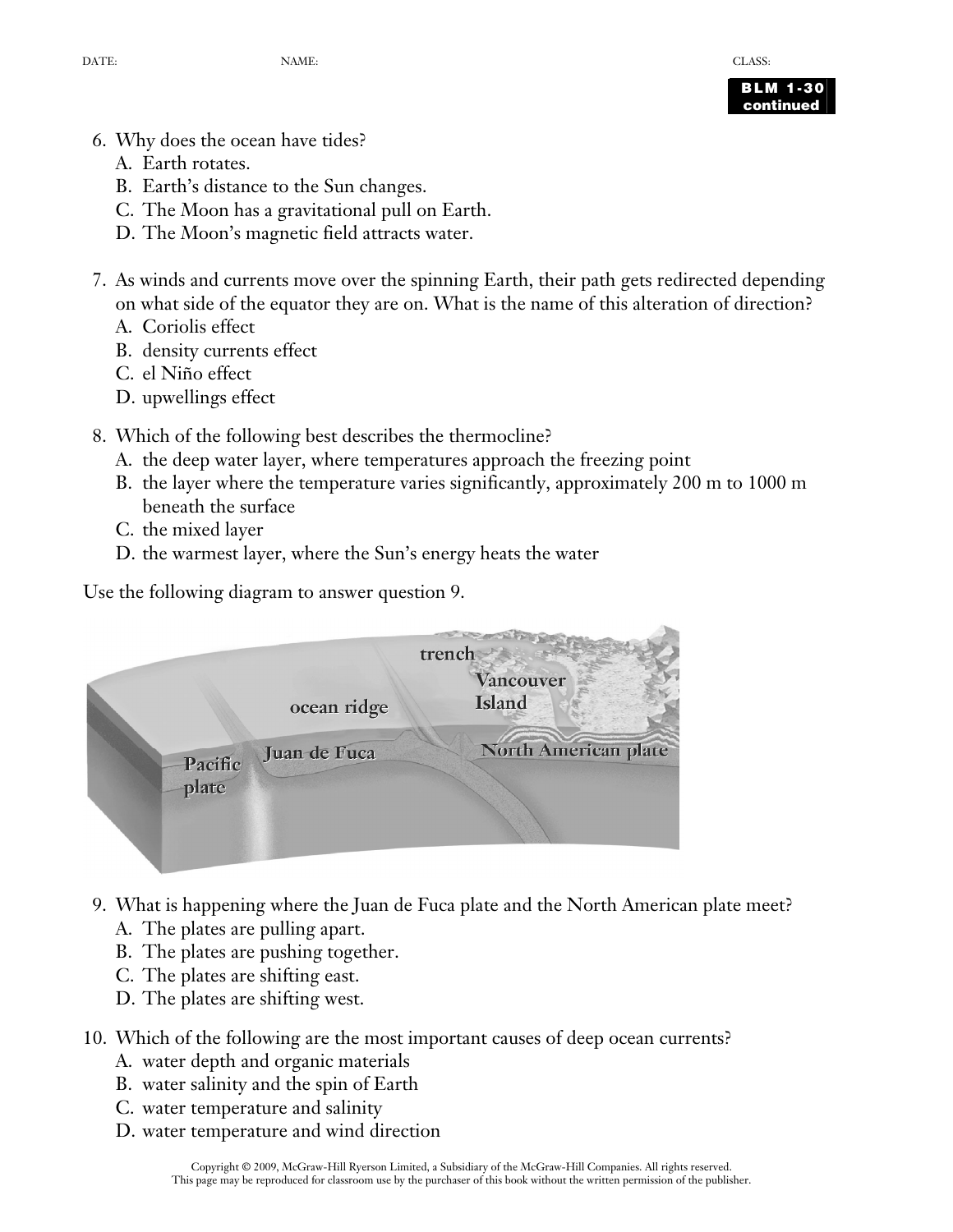6. Why does the ocean have tides?
   A. Earth rotates.
   B. Earth's distance to the Sun changes.
   C. The Moon has a gravitational pull on Earth.
   D. The Moon's magnetic field attracts water.

7. As winds and currents move over the spinning Earth, their path gets redirected depending on what side of the equator they are on. What is the name of this alteration of direction?
   A. Coriolis effect
   B. density currents effect
   C. el Niño effect
   D. upwellings effect

8. Which of the following best describes the thermocline?
   A. the deep water layer, where temperatures approach the freezing point
   B. the layer where the temperature varies significantly, approximately 200 m to 1000 m beneath the surface
   C. the mixed layer
   D. the warmest layer, where the Sun's energy heats the water

Use the following diagram to answer question 9.

trench

Vancouver Island

ocean ridge

Juan de Fuca

North American plate

Pacific plate

9. What is happening where the Juan de Fuca plate and the North American plate meet?
   A. The plates are pulling apart.
   B. The plates are pushing together.
   C. The plates are shifting east.
   D. The plates are shifting west.

10. Which of the following are the most important causes of deep ocean currents?
    A. water depth and organic materials
    B. water salinity and the spin of Earth
    C. water temperature and salinity
    D. water temperature and wind direction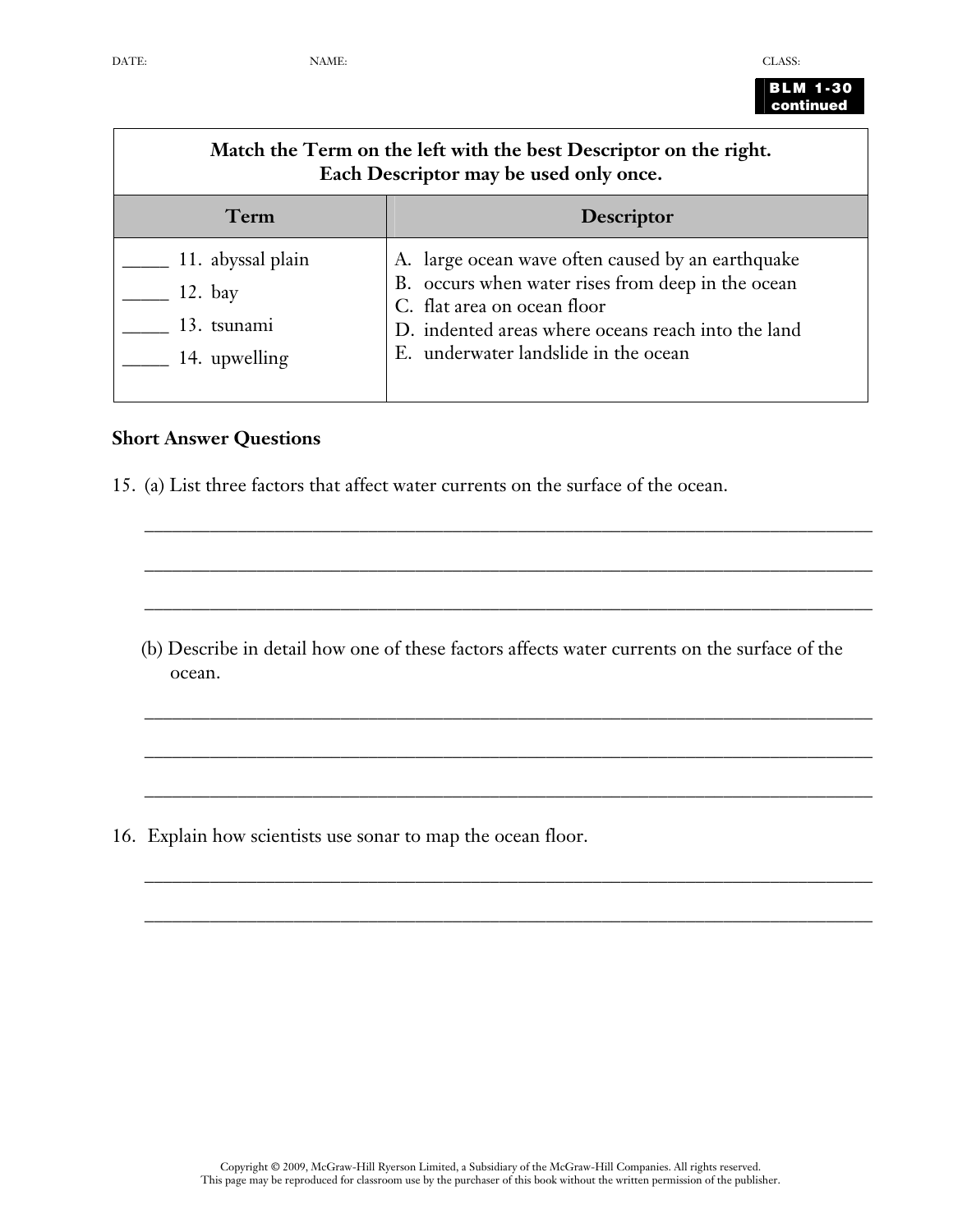| Match the Term on the left with the best Descriptor on the right. Each Descriptor may be used only once. | |
|---|---|
| **Term** | **Descriptor** |
| _____ 11. abyssal plain<br>_____ 12. bay<br>_____ 13. tsunami<br>_____ 14. upwelling | A. large ocean wave often caused by an earthquake<br>B. occurs when water rises from deep in the ocean<br>C. flat area on ocean floor<br>D. indented areas where oceans reach into the land<br>E. underwater landslide in the ocean |

**Short Answer Questions**

15. (a) List three factors that affect water currents on the surface of the ocean.

_______________________________________________________________________________

_______________________________________________________________________________

_______________________________________________________________________________

(b) Describe in detail how one of these factors affects water currents on the surface of the ocean.

_______________________________________________________________________________

_______________________________________________________________________________

_______________________________________________________________________________

16. Explain how scientists use sonar to map the ocean floor.

_______________________________________________________________________________

_______________________________________________________________________________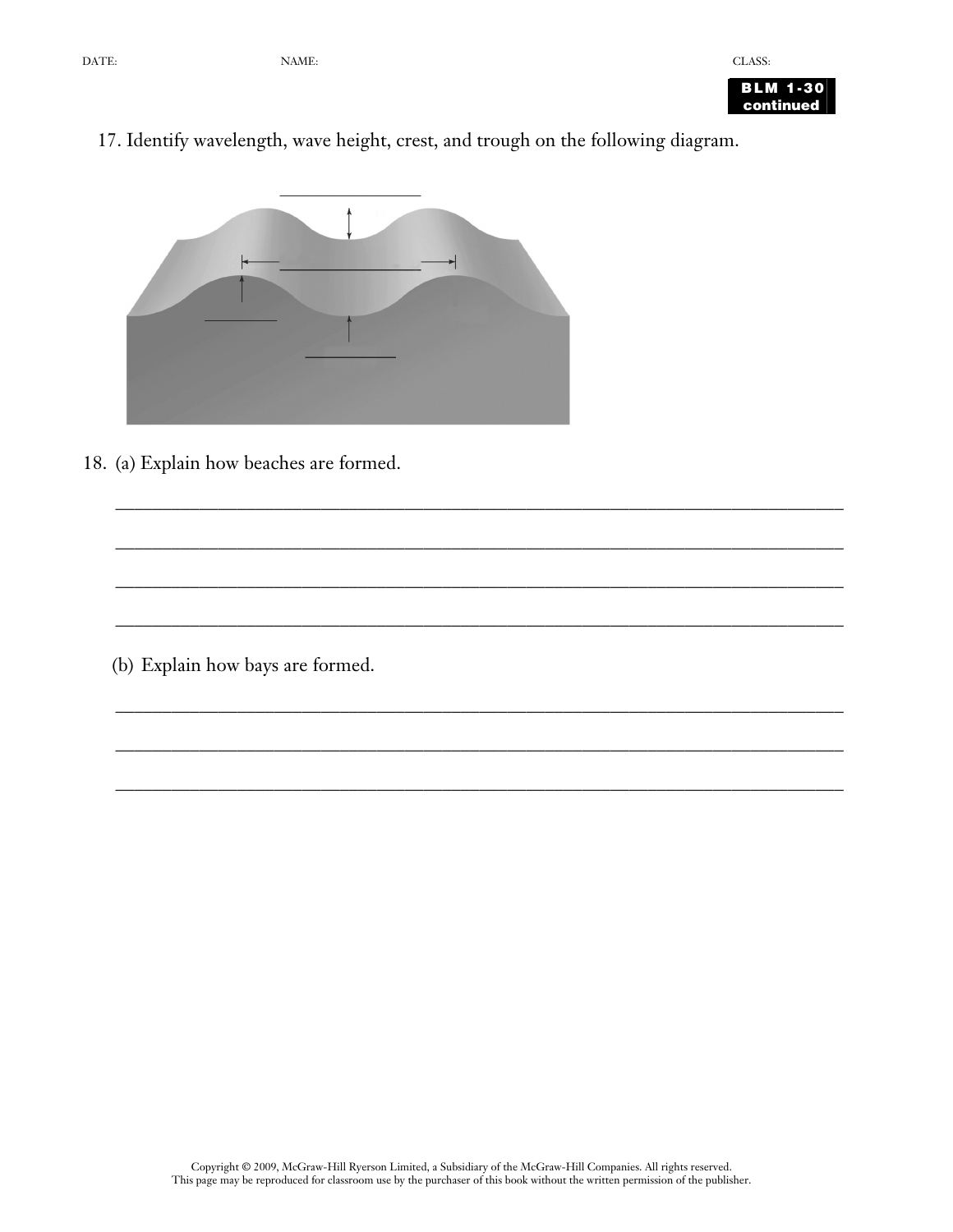17. Identify wavelength, wave height, crest, and trough on the following diagram.

18. (a) Explain how beaches are formed.

_______________________________________________________________________________

_______________________________________________________________________________

_______________________________________________________________________________

_______________________________________________________________________________

(b) Explain how bays are formed.

_______________________________________________________________________________

_______________________________________________________________________________

_______________________________________________________________________________